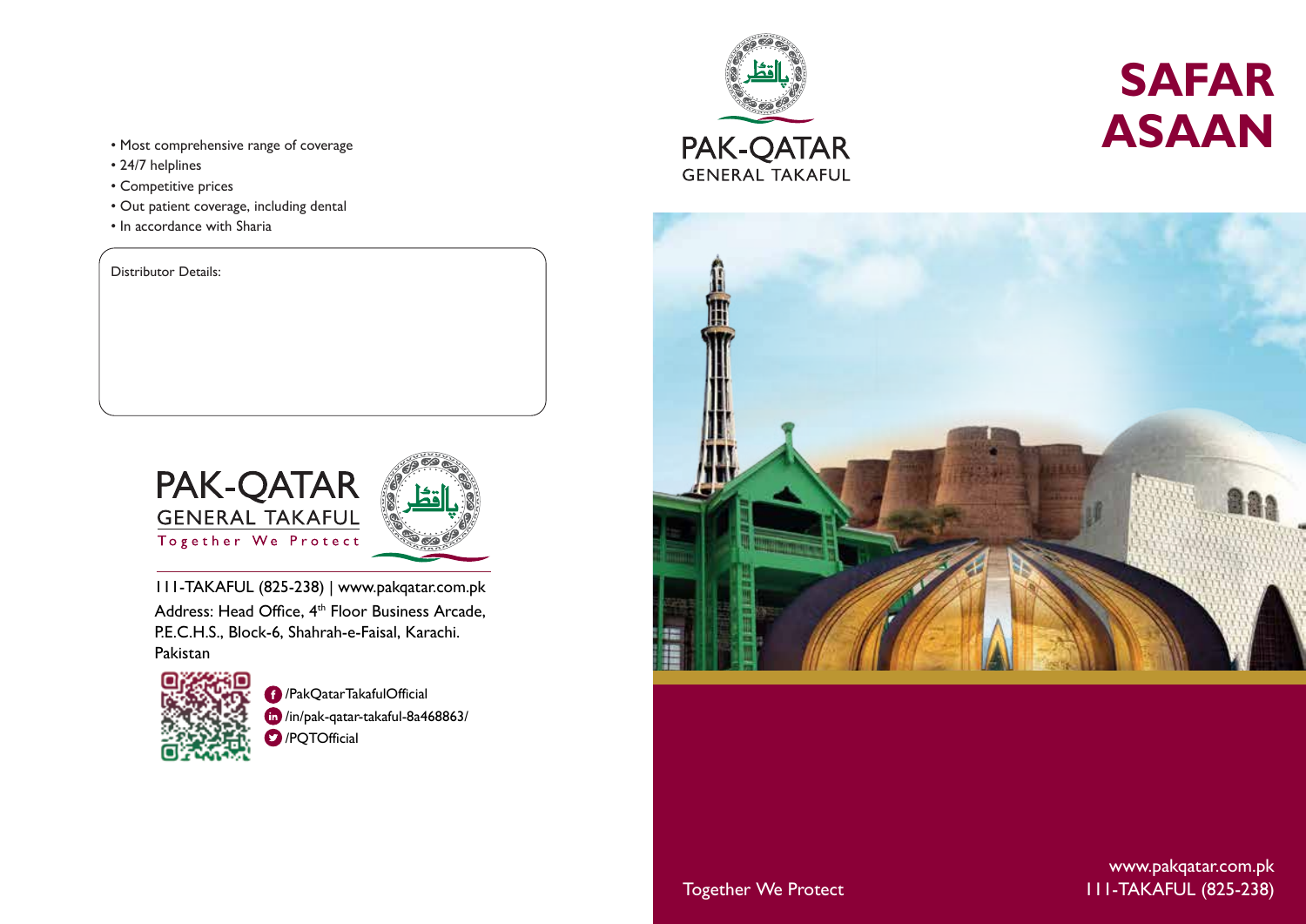- Most comprehensive range of coverage
- 24/7 helplines
- Competitive prices
- Out patient coverage, including dental
- In accordance with Sharia

Distributor Details:

PAK-QATAR
GENERAL TAKAFUL
Together We Protect

111-TAKAFUL (825-238) | www.pakqatar.com.pk

Address: Head Office, 4th Floor Business Arcade, P.E.C.H.S., Block-6, Shahrah-e-Faisal, Karachi. Pakistan

/PakQatarTakafulOfficial

/in/pak-qatar-takaful-8a468863/

/PQTOfficial

PAK-QATAR
GENERAL TAKAFUL

# SAFAR ASAAN

Together We Protect

www.pakqatar.com.pk
111-TAKAFUL (825-238)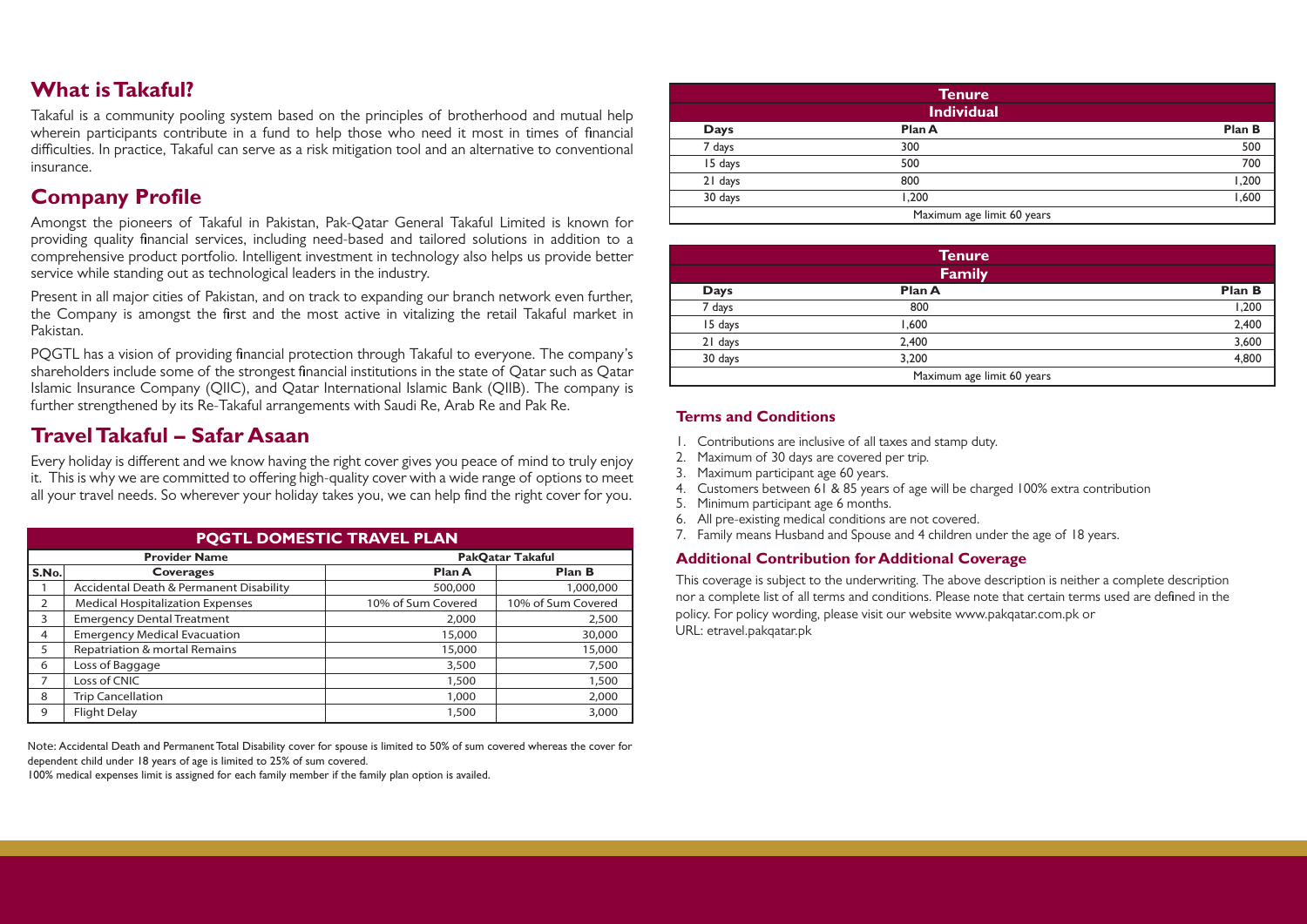## What is Takaful?

Takaful is a community pooling system based on the principles of brotherhood and mutual help wherein participants contribute in a fund to help those who need it most in times of financial difficulties. In practice, Takaful can serve as a risk mitigation tool and an alternative to conventional insurance.

## Company Profile

Amongst the pioneers of Takaful in Pakistan, Pak-Qatar General Takaful Limited is known for providing quality financial services, including need-based and tailored solutions in addition to a comprehensive product portfolio. Intelligent investment in technology also helps us provide better service while standing out as technological leaders in the industry.

Present in all major cities of Pakistan, and on track to expanding our branch network even further, the Company is amongst the first and the most active in vitalizing the retail Takaful market in Pakistan.

PQGTL has a vision of providing financial protection through Takaful to everyone. The company's shareholders include some of the strongest financial institutions in the state of Qatar such as Qatar Islamic Insurance Company (QIIC), and Qatar International Islamic Bank (QIIB). The company is further strengthened by its Re-Takaful arrangements with Saudi Re, Arab Re and Pak Re.

## Travel Takaful – Safar Asaan

Every holiday is different and we know having the right cover gives you peace of mind to truly enjoy it. This is why we are committed to offering high-quality cover with a wide range of options to meet all your travel needs. So wherever your holiday takes you, we can help find the right cover for you.

**PQGTL DOMESTIC TRAVEL PLAN**

| | Provider Name | PakQatar Takaful | |
|---|---|---|---|
| S.No. | Coverages | Plan A | Plan B |
| 1 | Accidental Death & Permanent Disability | 500,000 | 1,000,000 |
| 2 | Medical Hospitalization Expenses | 10% of Sum Covered | 10% of Sum Covered |
| 3 | Emergency Dental Treatment | 2,000 | 2,500 |
| 4 | Emergency Medical Evacuation | 15,000 | 30,000 |
| 5 | Repatriation & mortal Remains | 15,000 | 15,000 |
| 6 | Loss of Baggage | 3,500 | 7,500 |
| 7 | Loss of CNIC | 1,500 | 1,500 |
| 8 | Trip Cancellation | 1,000 | 2,000 |
| 9 | Flight Delay | 1,500 | 3,000 |

Note: Accidental Death and Permanent Total Disability cover for spouse is limited to 50% of sum covered whereas the cover for dependent child under 18 years of age is limited to 25% of sum covered.
100% medical expenses limit is assigned for each family member if the family plan option is availed.

**Tenure – Individual**

| Days | Plan A | Plan B |
|---|---|---|
| 7 days | 300 | 500 |
| 15 days | 500 | 700 |
| 21 days | 800 | 1,200 |
| 30 days | 1,200 | 1,600 |
| Maximum age limit 60 years | | |

**Tenure – Family**

| Days | Plan A | Plan B |
|---|---|---|
| 7 days | 800 | 1,200 |
| 15 days | 1,600 | 2,400 |
| 21 days | 2,400 | 3,600 |
| 30 days | 3,200 | 4,800 |
| Maximum age limit 60 years | | |

### Terms and Conditions

1. Contributions are inclusive of all taxes and stamp duty.
2. Maximum of 30 days are covered per trip.
3. Maximum participant age 60 years.
4. Customers between 61 & 85 years of age will be charged 100% extra contribution
5. Minimum participant age 6 months.
6. All pre-existing medical conditions are not covered.
7. Family means Husband and Spouse and 4 children under the age of 18 years.

### Additional Contribution for Additional Coverage

This coverage is subject to the underwriting. The above description is neither a complete description nor a complete list of all terms and conditions. Please note that certain terms used are defined in the policy. For policy wording, please visit our website www.pakqatar.com.pk or
URL: etravel.pakqatar.pk